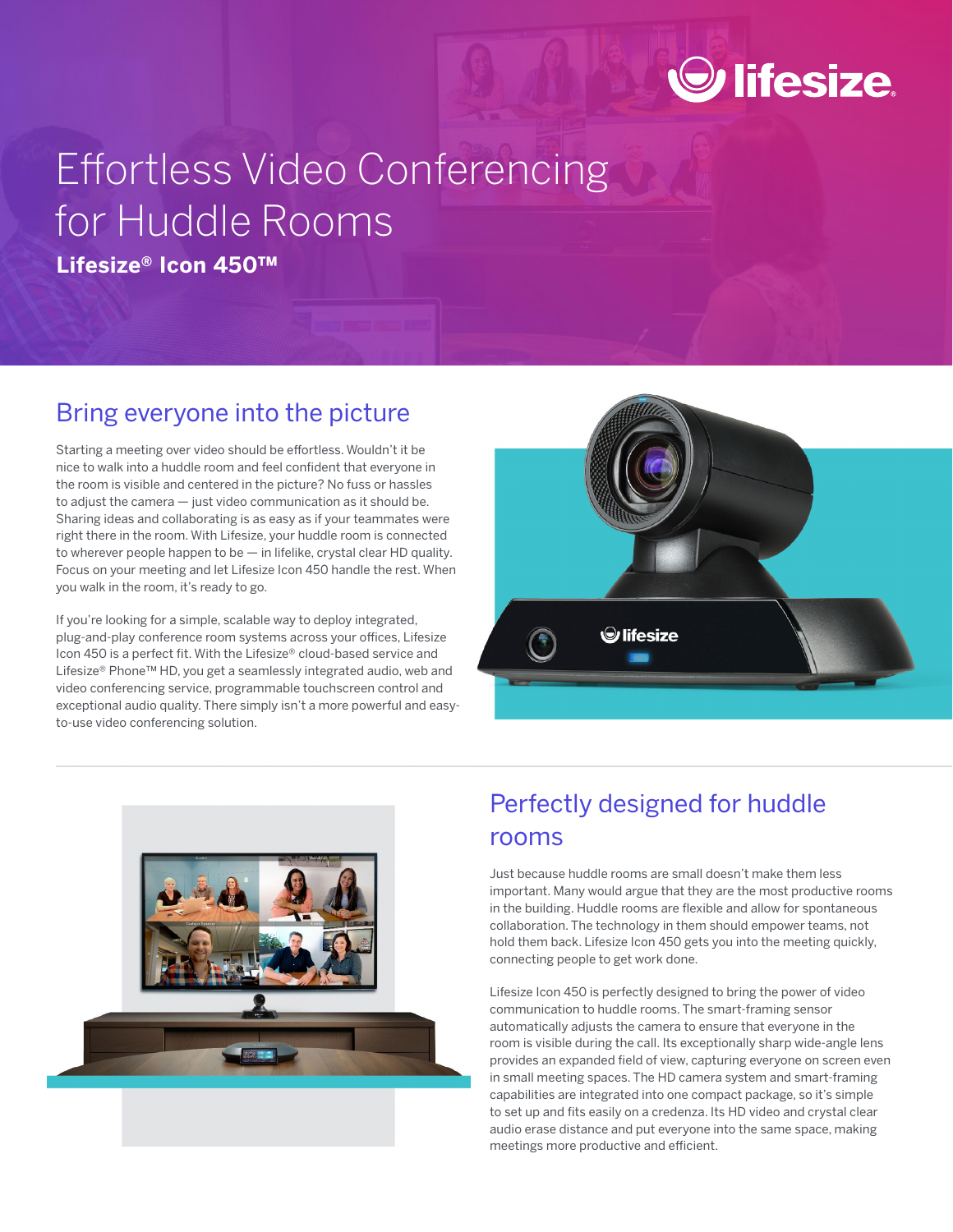# Effortless Video Conferencing for Huddle Rooms

**Lifesize® Icon 450™**

## Bring everyone into the picture

Starting a meeting over video should be effortless. Wouldn't it be nice to walk into a huddle room and feel confident that everyone in the room is visible and centered in the picture? No fuss or hassles to adjust the camera — just video communication as it should be. Sharing ideas and collaborating is as easy as if your teammates were right there in the room. With Lifesize, your huddle room is connected to wherever people happen to be — in lifelike, crystal clear HD quality. Focus on your meeting and let Lifesize Icon 450 handle the rest. When you walk in the room, it's ready to go.

If you're looking for a simple, scalable way to deploy integrated, plug-and-play conference room systems across your offices, Lifesize Icon 450 is a perfect fit. With the Lifesize® cloud-based service and Lifesize® Phone™ HD, you get a seamlessly integrated audio, web and video conferencing service, programmable touchscreen control and exceptional audio quality. There simply isn't a more powerful and easy-to-use video conferencing solution.

## Perfectly designed for huddle rooms

Just because huddle rooms are small doesn't make them less important. Many would argue that they are the most productive rooms in the building. Huddle rooms are flexible and allow for spontaneous collaboration. The technology in them should empower teams, not hold them back. Lifesize Icon 450 gets you into the meeting quickly, connecting people to get work done.

Lifesize Icon 450 is perfectly designed to bring the power of video communication to huddle rooms. The smart-framing sensor automatically adjusts the camera to ensure that everyone in the room is visible during the call. Its exceptionally sharp wide-angle lens provides an expanded field of view, capturing everyone on screen even in small meeting spaces. The HD camera system and smart-framing capabilities are integrated into one compact package, so it's simple to set up and fits easily on a credenza. Its HD video and crystal clear audio erase distance and put everyone into the same space, making meetings more productive and efficient.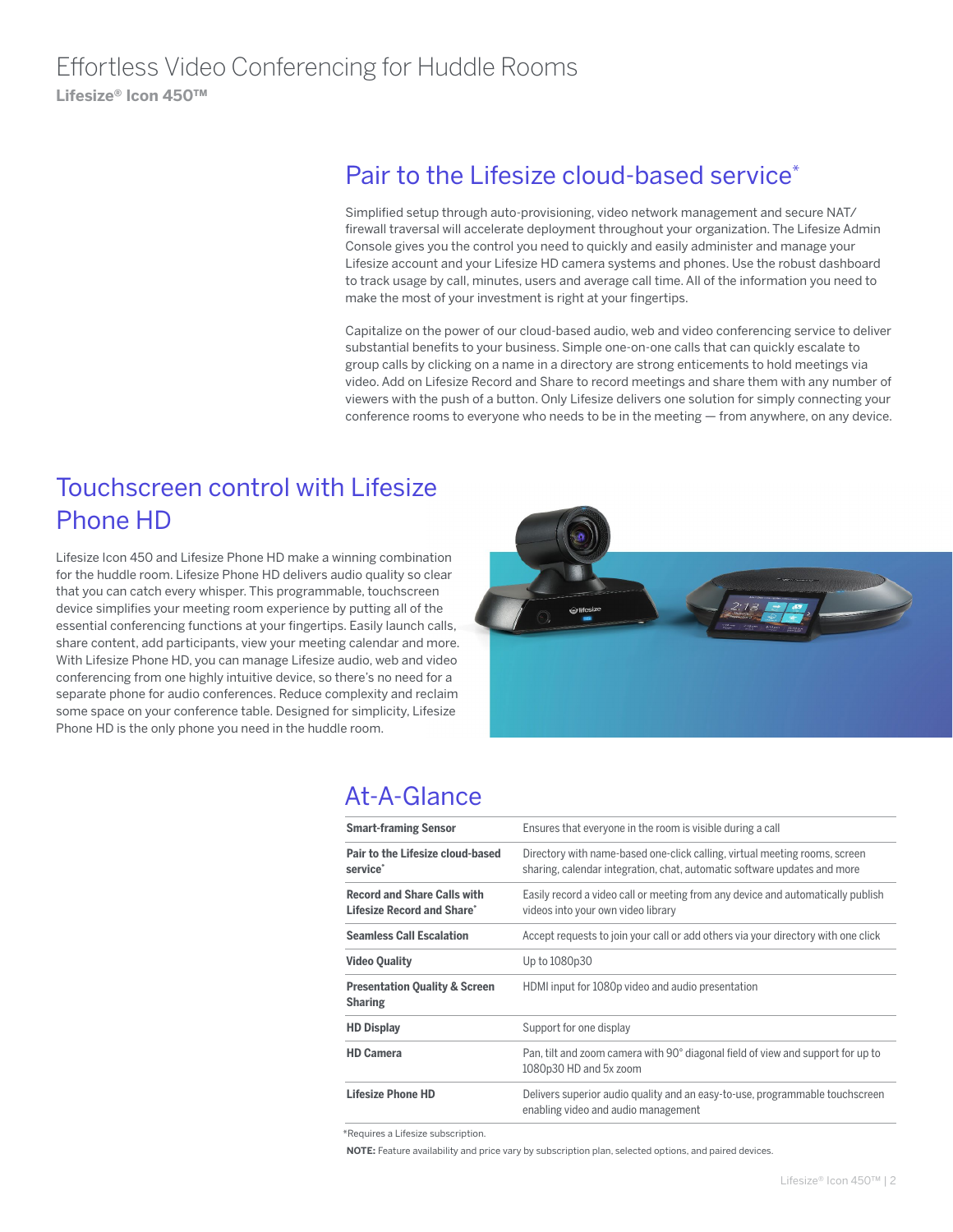# Effortless Video Conferencing for Huddle Rooms

**Lifesize® Icon 450™**

## Pair to the Lifesize cloud-based service*

Simplified setup through auto-provisioning, video network management and secure NAT/firewall traversal will accelerate deployment throughout your organization. The Lifesize Admin Console gives you the control you need to quickly and easily administer and manage your Lifesize account and your Lifesize HD camera systems and phones. Use the robust dashboard to track usage by call, minutes, users and average call time. All of the information you need to make the most of your investment is right at your fingertips.

Capitalize on the power of our cloud-based audio, web and video conferencing service to deliver substantial benefits to your business. Simple one-on-one calls that can quickly escalate to group calls by clicking on a name in a directory are strong enticements to hold meetings via video. Add on Lifesize Record and Share to record meetings and share them with any number of viewers with the push of a button. Only Lifesize delivers one solution for simply connecting your conference rooms to everyone who needs to be in the meeting — from anywhere, on any device.

## Touchscreen control with Lifesize Phone HD

Lifesize Icon 450 and Lifesize Phone HD make a winning combination for the huddle room. Lifesize Phone HD delivers audio quality so clear that you can catch every whisper. This programmable, touchscreen device simplifies your meeting room experience by putting all of the essential conferencing functions at your fingertips. Easily launch calls, share content, add participants, view your meeting calendar and more. With Lifesize Phone HD, you can manage Lifesize audio, web and video conferencing from one highly intuitive device, so there's no need for a separate phone for audio conferences. Reduce complexity and reclaim some space on your conference table. Designed for simplicity, Lifesize Phone HD is the only phone you need in the huddle room.

## At-A-Glance

| Feature | Description |
|---|---|
| **Smart-framing Sensor** | Ensures that everyone in the room is visible during a call |
| **Pair to the Lifesize cloud-based service*** | Directory with name-based one-click calling, virtual meeting rooms, screen sharing, calendar integration, chat, automatic software updates and more |
| **Record and Share Calls with Lifesize Record and Share*** | Easily record a video call or meeting from any device and automatically publish videos into your own video library |
| **Seamless Call Escalation** | Accept requests to join your call or add others via your directory with one click |
| **Video Quality** | Up to 1080p30 |
| **Presentation Quality & Screen Sharing** | HDMI input for 1080p video and audio presentation |
| **HD Display** | Support for one display |
| **HD Camera** | Pan, tilt and zoom camera with 90° diagonal field of view and support for up to 1080p30 HD and 5x zoom |
| **Lifesize Phone HD** | Delivers superior audio quality and an easy-to-use, programmable touchscreen enabling video and audio management |

*Requires a Lifesize subscription.

**NOTE:** Feature availability and price vary by subscription plan, selected options, and paired devices.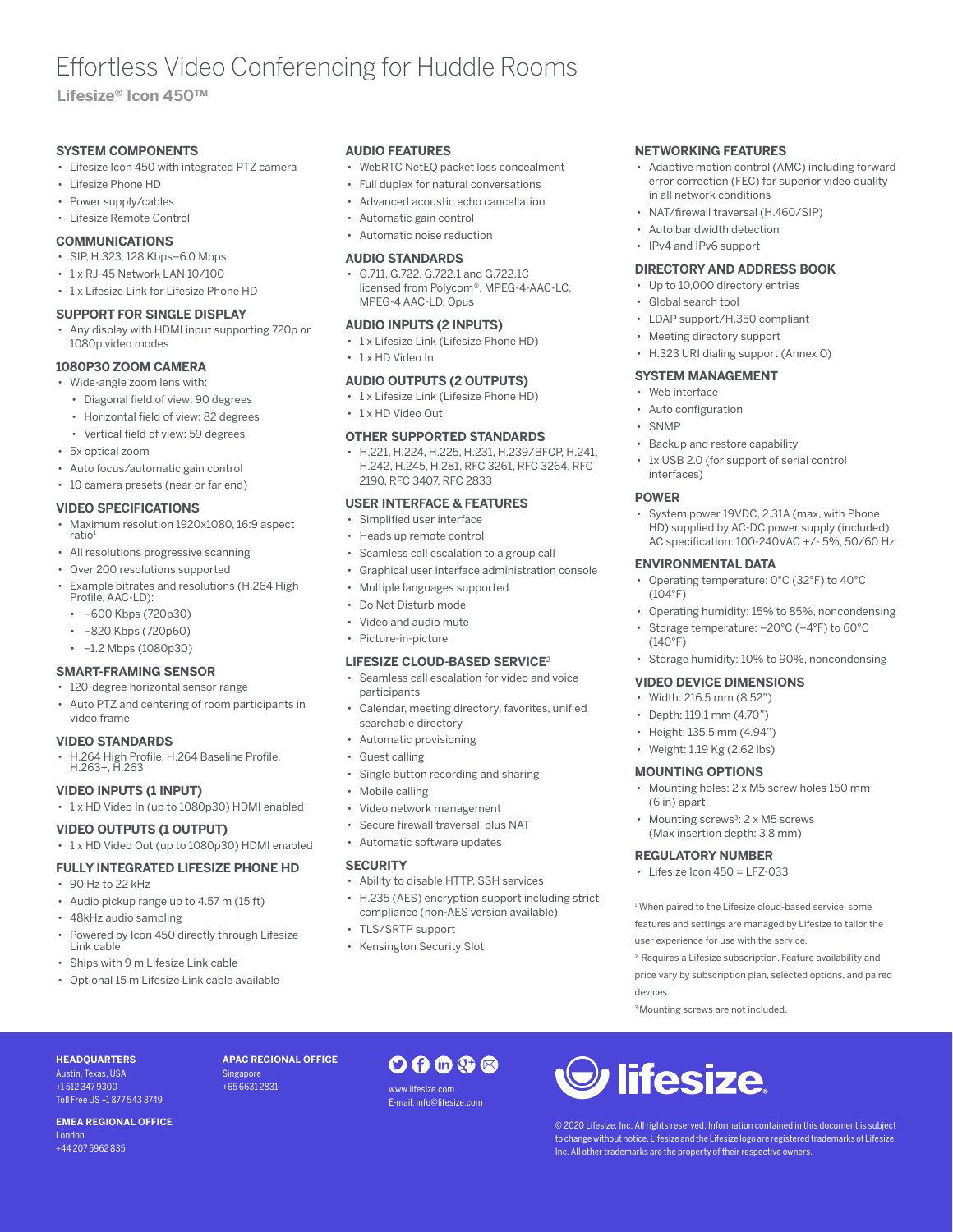# Effortless Video Conferencing for Huddle Rooms

**Lifesize® Icon 450™**

## SYSTEM COMPONENTS

- Lifesize Icon 450 with integrated PTZ camera
- Lifesize Phone HD
- Power supply/cables
- Lifesize Remote Control

## COMMUNICATIONS

- SIP, H.323, 128 Kbps–6.0 Mbps
- 1 x RJ-45 Network LAN 10/100
- 1 x Lifesize Link for Lifesize Phone HD

## SUPPORT FOR SINGLE DISPLAY

- Any display with HDMI input supporting 720p or 1080p video modes

## 1080P30 ZOOM CAMERA

- Wide-angle zoom lens with:
  - Diagonal field of view: 90 degrees
  - Horizontal field of view: 82 degrees
  - Vertical field of view: 59 degrees
- 5x optical zoom
- Auto focus/automatic gain control
- 10 camera presets (near or far end)

## VIDEO SPECIFICATIONS

- Maximum resolution 1920x1080, 16:9 aspect ratio[1]
- All resolutions progressive scanning
- Over 200 resolutions supported
- Example bitrates and resolutions (H.264 High Profile, AAC-LD):
  - –600 Kbps (720p30)
  - –820 Kbps (720p60)
  - –1.2 Mbps (1080p30)

## SMART-FRAMING SENSOR

- 120-degree horizontal sensor range
- Auto PTZ and centering of room participants in video frame

## VIDEO STANDARDS

- H.264 High Profile, H.264 Baseline Profile, H.263+, H.263

## VIDEO INPUTS (1 INPUT)

- 1 x HD Video In (up to 1080p30) HDMI enabled

## VIDEO OUTPUTS (1 OUTPUT)

- 1 x HD Video Out (up to 1080p30) HDMI enabled

## FULLY INTEGRATED LIFESIZE PHONE HD

- 90 Hz to 22 kHz
- Audio pickup range up to 4.57 m (15 ft)
- 48kHz audio sampling
- Powered by Icon 450 directly through Lifesize Link cable
- Ships with 9 m Lifesize Link cable
- Optional 15 m Lifesize Link cable available

## AUDIO FEATURES

- WebRTC NetEQ packet loss concealment
- Full duplex for natural conversations
- Advanced acoustic echo cancellation
- Automatic gain control
- Automatic noise reduction

## AUDIO STANDARDS

- G.711, G.722, G.722.1 and G.722.1C licensed from Polycom®, MPEG-4-AAC-LC, MPEG-4 AAC-LD, Opus

## AUDIO INPUTS (2 INPUTS)

- 1 x Lifesize Link (Lifesize Phone HD)
- 1 x HD Video In

## AUDIO OUTPUTS (2 OUTPUTS)

- 1 x Lifesize Link (Lifesize Phone HD)
- 1 x HD Video Out

## OTHER SUPPORTED STANDARDS

- H.221, H.224, H.225, H.231, H.239/BFCP, H.241, H.242, H.245, H.281, RFC 3261, RFC 3264, RFC 2190, RFC 3407, RFC 2833

## USER INTERFACE & FEATURES

- Simplified user interface
- Heads up remote control
- Seamless call escalation to a group call
- Graphical user interface administration console
- Multiple languages supported
- Do Not Disturb mode
- Video and audio mute
- Picture-in-picture

## LIFESIZE CLOUD-BASED SERVICE[2]

- Seamless call escalation for video and voice participants
- Calendar, meeting directory, favorites, unified searchable directory
- Automatic provisioning
- Guest calling
- Single button recording and sharing
- Mobile calling
- Video network management
- Secure firewall traversal, plus NAT
- Automatic software updates

## SECURITY

- Ability to disable HTTP, SSH services
- H.235 (AES) encryption support including strict compliance (non-AES version available)
- TLS/SRTP support
- Kensington Security Slot

## NETWORKING FEATURES

- Adaptive motion control (AMC) including forward error correction (FEC) for superior video quality in all network conditions
- NAT/firewall traversal (H.460/SIP)
- Auto bandwidth detection
- IPv4 and IPv6 support

## DIRECTORY AND ADDRESS BOOK

- Up to 10,000 directory entries
- Global search tool
- LDAP support/H.350 compliant
- Meeting directory support
- H.323 URI dialing support (Annex O)

## SYSTEM MANAGEMENT

- Web interface
- Auto configuration
- SNMP
- Backup and restore capability
- 1x USB 2.0 (for support of serial control interfaces)

## POWER

- System power 19VDC, 2.31A (max, with Phone HD) supplied by AC-DC power supply (included). AC specification: 100-240VAC +/- 5%, 50/60 Hz

## ENVIRONMENTAL DATA

- Operating temperature: 0°C (32°F) to 40°C (104°F)
- Operating humidity: 15% to 85%, noncondensing
- Storage temperature: −20°C (−4°F) to 60°C (140°F)
- Storage humidity: 10% to 90%, noncondensing

## VIDEO DEVICE DIMENSIONS

- Width: 216.5 mm (8.52")
- Depth: 119.1 mm (4.70")
- Height: 135.5 mm (4.94")
- Weight: 1.19 Kg (2.62 lbs)

## MOUNTING OPTIONS

- Mounting holes: 2 x M5 screw holes 150 mm (6 in) apart
- Mounting screws[3]: 2 x M5 screws (Max insertion depth: 3.8 mm)

## REGULATORY NUMBER

- Lifesize Icon 450 = LFZ-033

[1] When paired to the Lifesize cloud-based service, some features and settings are managed by Lifesize to tailor the user experience for use with the service.

[2] Requires a Lifesize subscription. Feature availability and price vary by subscription plan, selected options, and paired devices.

[3] Mounting screws are not included.

**HEADQUARTERS**
Austin, Texas, USA
+1 512 347 9300
Toll Free US +1 877 543 3749

**EMEA REGIONAL OFFICE**
London
+44 207 5962 835

**APAC REGIONAL OFFICE**
Singapore
+65 6631 2831

www.lifesize.com
E-mail: info@lifesize.com

lifesize

© 2020 Lifesize, Inc. All rights reserved. Information contained in this document is subject to change without notice. Lifesize and the Lifesize logo are registered trademarks of Lifesize, Inc. All other trademarks are the property of their respective owners.